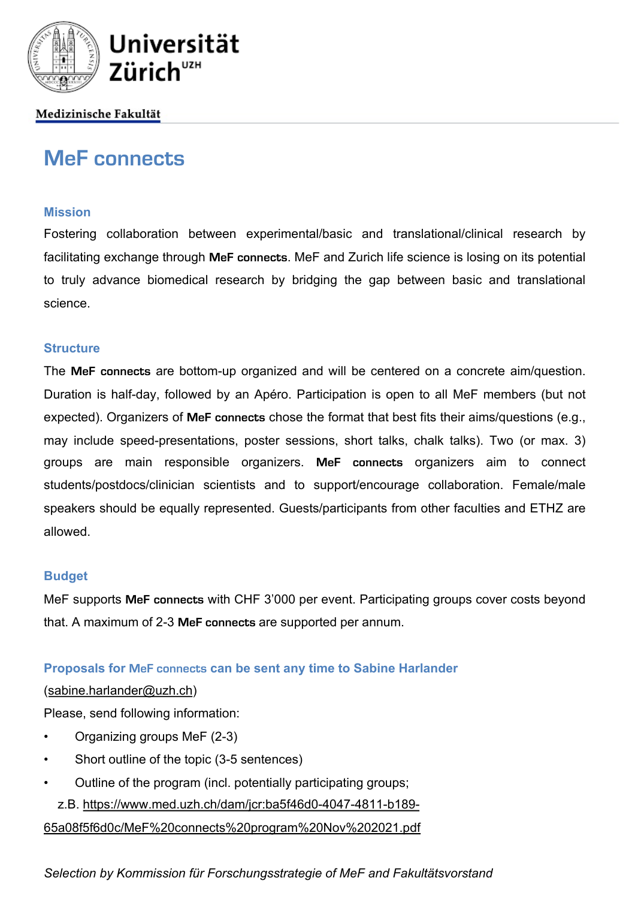Universität Zürich[UZH]

Medizinische Fakultät

# MeF connects

## Mission

Fostering collaboration between experimental/basic and translational/clinical research by facilitating exchange through **MeF connects**. MeF and Zurich life science is losing on its potential to truly advance biomedical research by bridging the gap between basic and translational science.

## Structure

The **MeF connects** are bottom-up organized and will be centered on a concrete aim/question. Duration is half-day, followed by an Apéro. Participation is open to all MeF members (but not expected). Organizers of **MeF connects** chose the format that best fits their aims/questions (e.g., may include speed-presentations, poster sessions, short talks, chalk talks). Two (or max. 3) groups are main responsible organizers. **MeF connects** organizers aim to connect students/postdocs/clinician scientists and to support/encourage collaboration. Female/male speakers should be equally represented. Guests/participants from other faculties and ETHZ are allowed.

## Budget

MeF supports **MeF connects** with CHF 3'000 per event. Participating groups cover costs beyond that. A maximum of 2-3 **MeF connects** are supported per annum.

## Proposals for MeF connects can be sent any time to Sabine Harlander

(sabine.harlander@uzh.ch)

Please, send following information:

- Organizing groups MeF (2-3)
- Short outline of the topic (3-5 sentences)
- Outline of the program (incl. potentially participating groups;
  z.B. https://www.med.uzh.ch/dam/jcr:ba5f46d0-4047-4811-b189-65a08f5f6d0c/MeF%20connects%20program%20Nov%202021.pdf

*Selection by Kommission für Forschungsstrategie of MeF and Fakultätsvorstand*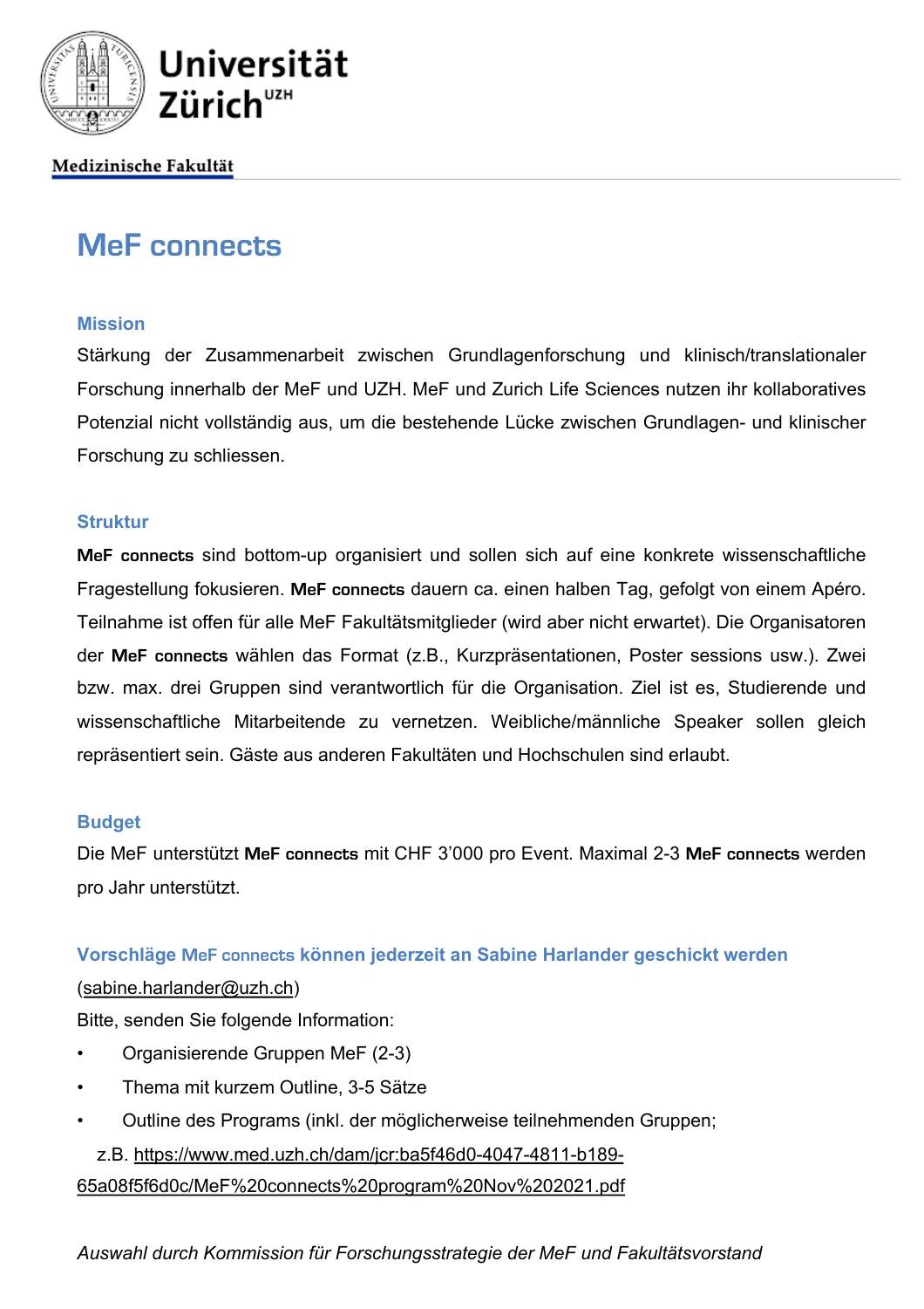Universität Zürich[UZH]

Medizinische Fakultät

# MeF connects

## Mission

Stärkung der Zusammenarbeit zwischen Grundlagenforschung und klinisch/translationaler Forschung innerhalb der MeF und UZH. MeF und Zurich Life Sciences nutzen ihr kollaboratives Potenzial nicht vollständig aus, um die bestehende Lücke zwischen Grundlagen- und klinischer Forschung zu schliessen.

## Struktur

**MeF connects** sind bottom-up organisiert und sollen sich auf eine konkrete wissenschaftliche Fragestellung fokusieren. **MeF connects** dauern ca. einen halben Tag, gefolgt von einem Apéro. Teilnahme ist offen für alle MeF Fakultätsmitglieder (wird aber nicht erwartet). Die Organisatoren der **MeF connects** wählen das Format (z.B., Kurzpräsentationen, Poster sessions usw.). Zwei bzw. max. drei Gruppen sind verantwortlich für die Organisation. Ziel ist es, Studierende und wissenschaftliche Mitarbeitende zu vernetzen. Weibliche/männliche Speaker sollen gleich repräsentiert sein. Gäste aus anderen Fakultäten und Hochschulen sind erlaubt.

## Budget

Die MeF unterstützt **MeF connects** mit CHF 3'000 pro Event. Maximal 2-3 **MeF connects** werden pro Jahr unterstützt.

## Vorschläge MeF connects können jederzeit an Sabine Harlander geschickt werden

(sabine.harlander@uzh.ch)

Bitte, senden Sie folgende Information:

- Organisierende Gruppen MeF (2-3)
- Thema mit kurzem Outline, 3-5 Sätze
- Outline des Programs (inkl. der möglicherweise teilnehmenden Gruppen; z.B. https://www.med.uzh.ch/dam/jcr:ba5f46d0-4047-4811-b189-65a08f5f6d0c/MeF%20connects%20program%20Nov%202021.pdf

*Auswahl durch Kommission für Forschungsstrategie der MeF und Fakultätsvorstand*